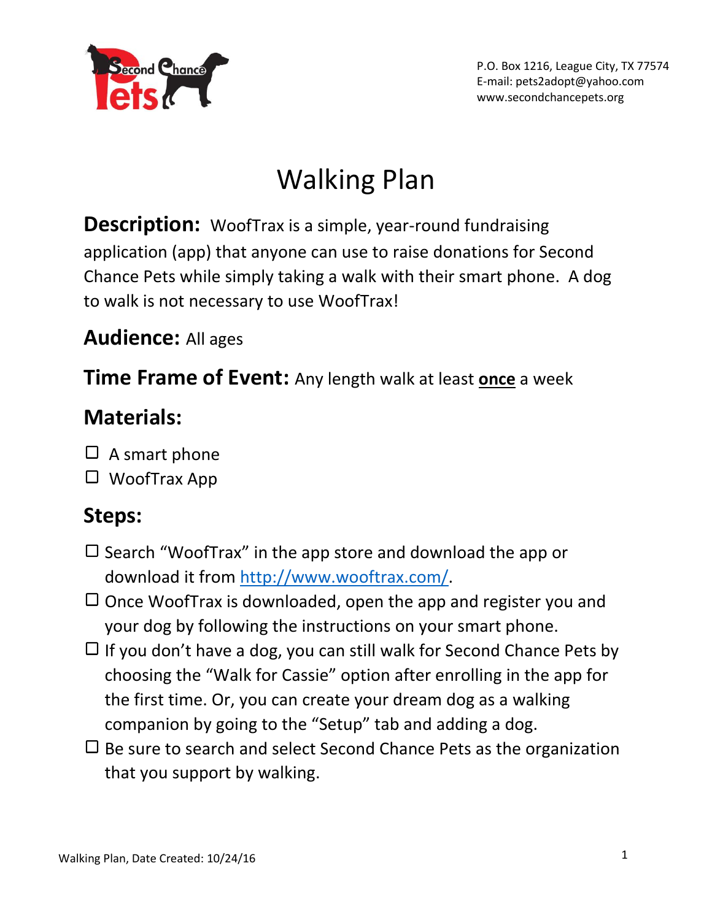P.O. Box 1216, League City, TX 77574
E-mail: pets2adopt@yahoo.com
www.secondchancepets.org

# Walking Plan

**Description:** WoofTrax is a simple, year-round fundraising application (app) that anyone can use to raise donations for Second Chance Pets while simply taking a walk with their smart phone. A dog to walk is not necessary to use WoofTrax!

**Audience:** All ages

**Time Frame of Event:** Any length walk at least **<u>once</u>** a week

## Materials:

- ☐ A smart phone
- ☐ WoofTrax App

## Steps:

- ☐ Search "WoofTrax" in the app store and download the app or download it from [http://www.wooftrax.com/](http://www.wooftrax.com/).
- ☐ Once WoofTrax is downloaded, open the app and register you and your dog by following the instructions on your smart phone.
- ☐ If you don't have a dog, you can still walk for Second Chance Pets by choosing the "Walk for Cassie" option after enrolling in the app for the first time. Or, you can create your dream dog as a walking companion by going to the "Setup" tab and adding a dog.
- ☐ Be sure to search and select Second Chance Pets as the organization that you support by walking.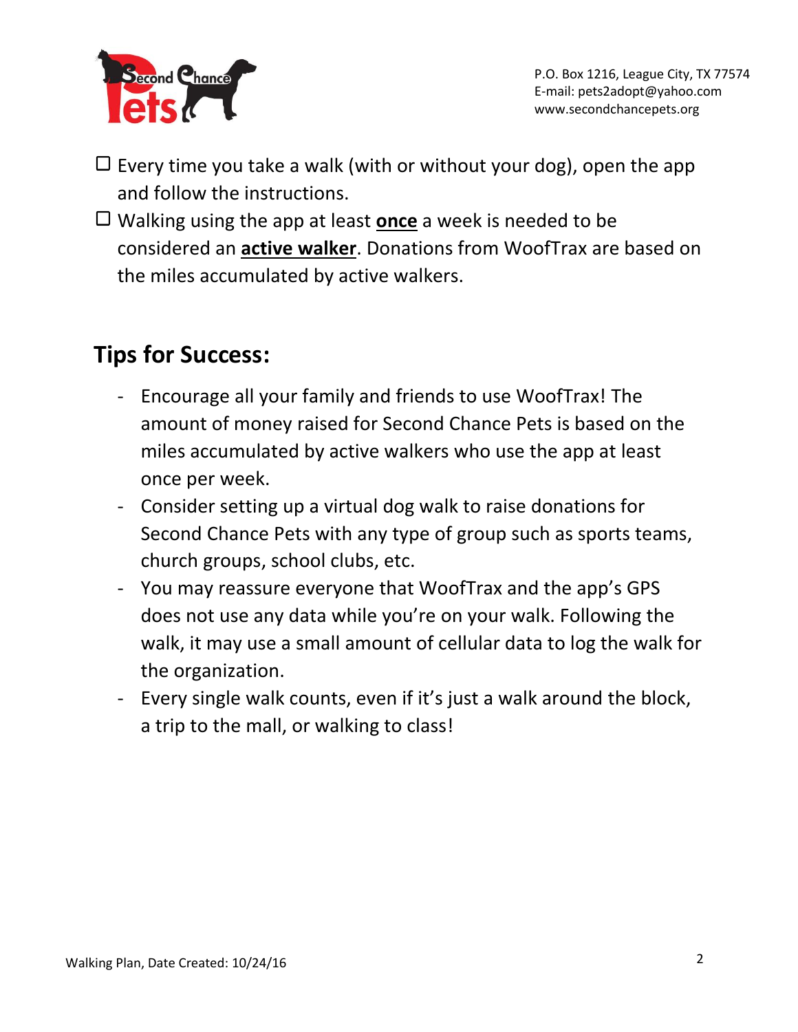P.O. Box 1216, League City, TX 77574
E-mail: pets2adopt@yahoo.com
www.secondchancepets.org

- ☐ Every time you take a walk (with or without your dog), open the app and follow the instructions.
- ☐ Walking using the app at least **once** a week is needed to be considered an **active walker**. Donations from WoofTrax are based on the miles accumulated by active walkers.

## Tips for Success:

- Encourage all your family and friends to use WoofTrax! The amount of money raised for Second Chance Pets is based on the miles accumulated by active walkers who use the app at least once per week.
- Consider setting up a virtual dog walk to raise donations for Second Chance Pets with any type of group such as sports teams, church groups, school clubs, etc.
- You may reassure everyone that WoofTrax and the app's GPS does not use any data while you're on your walk. Following the walk, it may use a small amount of cellular data to log the walk for the organization.
- Every single walk counts, even if it's just a walk around the block, a trip to the mall, or walking to class!

Walking Plan, Date Created: 10/24/16